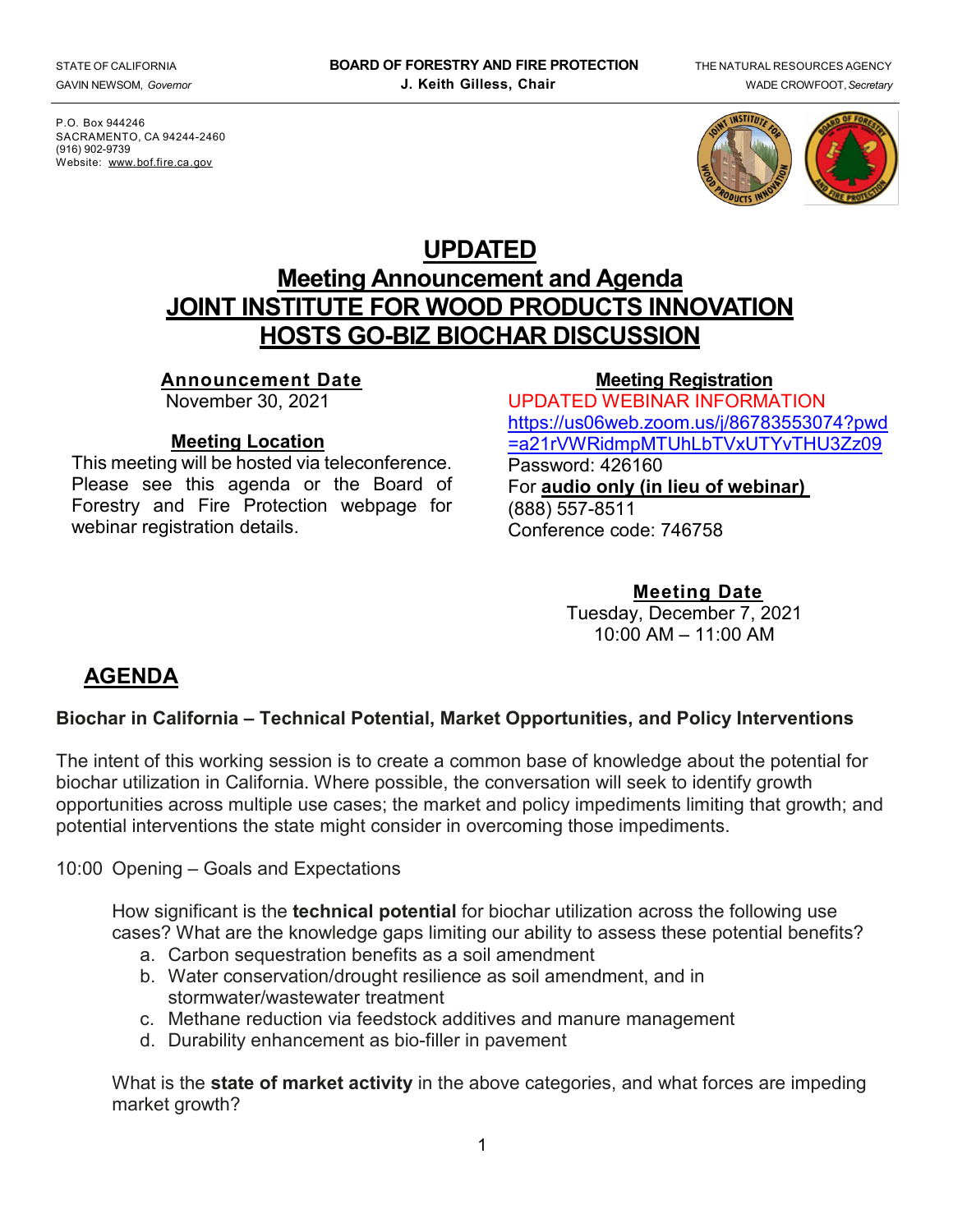STATE OF CALIFORNIA
GAVIN NEWSOM, *Governor*

**BOARD OF FORESTRY AND FIRE PROTECTION**
**J. Keith Gilless, Chair**

THE NATURAL RESOURCES AGENCY
WADE CROWFOOT, *Secretary*

P.O. Box 944246
SACRAMENTO, CA 94244-2460
(916) 902-9739
Website: www.bof.fire.ca.gov

# UPDATED
# Meeting Announcement and Agenda
# JOINT INSTITUTE FOR WOOD PRODUCTS INNOVATION
# HOSTS GO-BIZ BIOCHAR DISCUSSION

**Announcement Date**
November 30, 2021

**Meeting Location**
This meeting will be hosted via teleconference. Please see this agenda or the Board of Forestry and Fire Protection webpage for webinar registration details.

**Meeting Registration**
UPDATED WEBINAR INFORMATION
https://us06web.zoom.us/j/86783553074?pwd=a21rVWRidmpMTUhLbTVxUTYvTHU3Zz09
Password: 426160
For **audio only (in lieu of webinar)**
(888) 557-8511
Conference code: 746758

**Meeting Date**
Tuesday, December 7, 2021
10:00 AM – 11:00 AM

## AGENDA

**Biochar in California – Technical Potential, Market Opportunities, and Policy Interventions**

The intent of this working session is to create a common base of knowledge about the potential for biochar utilization in California. Where possible, the conversation will seek to identify growth opportunities across multiple use cases; the market and policy impediments limiting that growth; and potential interventions the state might consider in overcoming those impediments.

10:00 Opening – Goals and Expectations

How significant is the **technical potential** for biochar utilization across the following use cases? What are the knowledge gaps limiting our ability to assess these potential benefits?

a. Carbon sequestration benefits as a soil amendment
b. Water conservation/drought resilience as soil amendment, and in stormwater/wastewater treatment
c. Methane reduction via feedstock additives and manure management
d. Durability enhancement as bio-filler in pavement

What is the **state of market activity** in the above categories, and what forces are impeding market growth?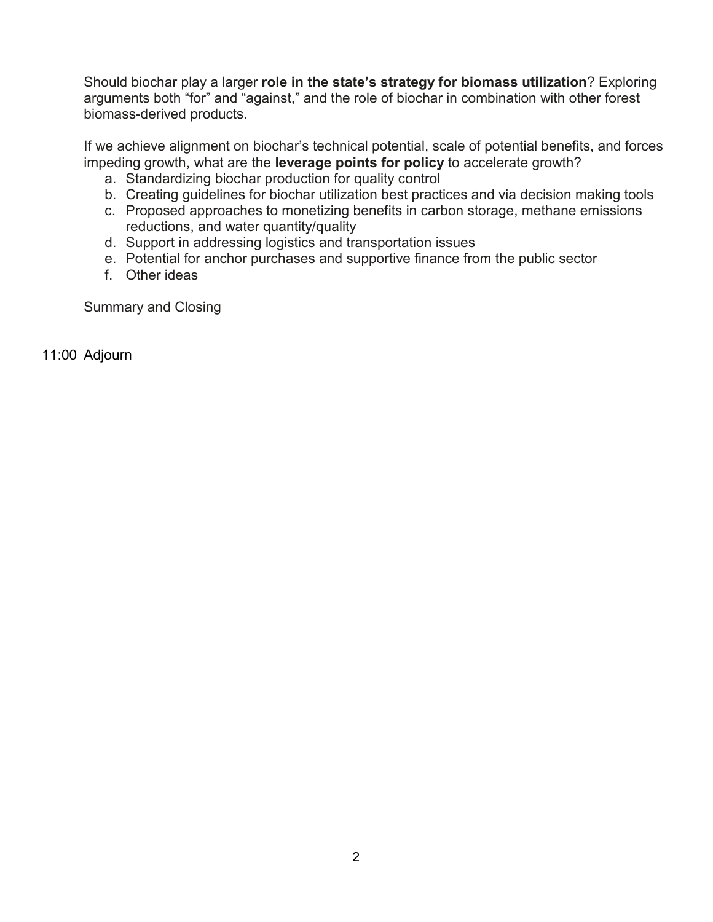Should biochar play a larger **role in the state's strategy for biomass utilization**? Exploring arguments both "for" and "against," and the role of biochar in combination with other forest biomass-derived products.

If we achieve alignment on biochar's technical potential, scale of potential benefits, and forces impeding growth, what are the **leverage points for policy** to accelerate growth?

a. Standardizing biochar production for quality control
b. Creating guidelines for biochar utilization best practices and via decision making tools
c. Proposed approaches to monetizing benefits in carbon storage, methane emissions reductions, and water quantity/quality
d. Support in addressing logistics and transportation issues
e. Potential for anchor purchases and supportive finance from the public sector
f. Other ideas

Summary and Closing

11:00 Adjourn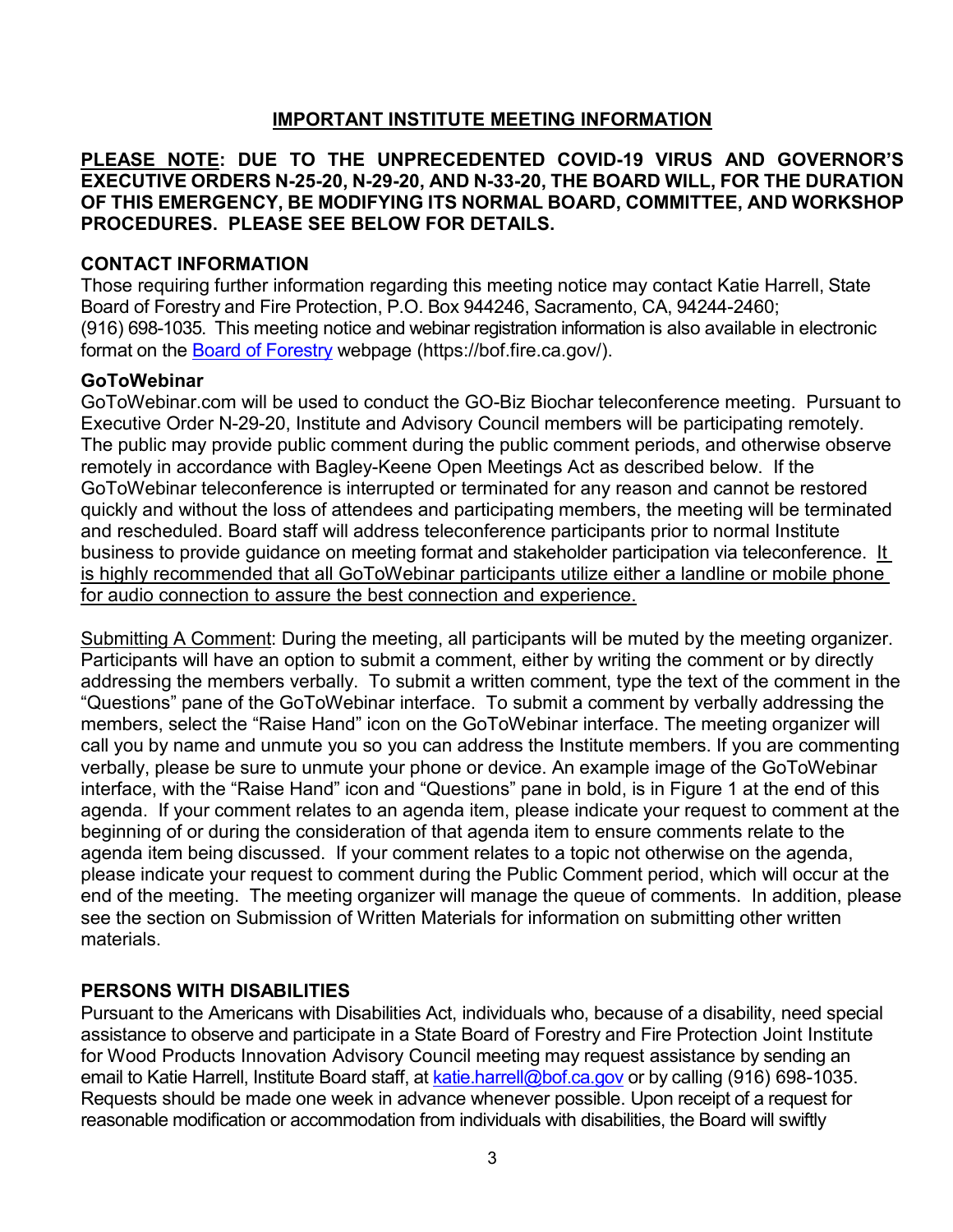## IMPORTANT INSTITUTE MEETING INFORMATION

**PLEASE NOTE: DUE TO THE UNPRECEDENTED COVID-19 VIRUS AND GOVERNOR'S EXECUTIVE ORDERS N-25-20, N-29-20, AND N-33-20, THE BOARD WILL, FOR THE DURATION OF THIS EMERGENCY, BE MODIFYING ITS NORMAL BOARD, COMMITTEE, AND WORKSHOP PROCEDURES. PLEASE SEE BELOW FOR DETAILS.**

### CONTACT INFORMATION

Those requiring further information regarding this meeting notice may contact Katie Harrell, State Board of Forestry and Fire Protection, P.O. Box 944246, Sacramento, CA, 94244-2460; (916) 698-1035. This meeting notice and webinar registration information is also available in electronic format on the [Board of Forestry](https://bof.fire.ca.gov/) webpage (https://bof.fire.ca.gov/).

### GoToWebinar

GoToWebinar.com will be used to conduct the GO-Biz Biochar teleconference meeting. Pursuant to Executive Order N-29-20, Institute and Advisory Council members will be participating remotely. The public may provide public comment during the public comment periods, and otherwise observe remotely in accordance with Bagley-Keene Open Meetings Act as described below. If the GoToWebinar teleconference is interrupted or terminated for any reason and cannot be restored quickly and without the loss of attendees and participating members, the meeting will be terminated and rescheduled. Board staff will address teleconference participants prior to normal Institute business to provide guidance on meeting format and stakeholder participation via teleconference. It is highly recommended that all GoToWebinar participants utilize either a landline or mobile phone for audio connection to assure the best connection and experience.

Submitting A Comment: During the meeting, all participants will be muted by the meeting organizer. Participants will have an option to submit a comment, either by writing the comment or by directly addressing the members verbally. To submit a written comment, type the text of the comment in the "Questions" pane of the GoToWebinar interface. To submit a comment by verbally addressing the members, select the "Raise Hand" icon on the GoToWebinar interface. The meeting organizer will call you by name and unmute you so you can address the Institute members. If you are commenting verbally, please be sure to unmute your phone or device. An example image of the GoToWebinar interface, with the "Raise Hand" icon and "Questions" pane in bold, is in Figure 1 at the end of this agenda. If your comment relates to an agenda item, please indicate your request to comment at the beginning of or during the consideration of that agenda item to ensure comments relate to the agenda item being discussed. If your comment relates to a topic not otherwise on the agenda, please indicate your request to comment during the Public Comment period, which will occur at the end of the meeting. The meeting organizer will manage the queue of comments. In addition, please see the section on Submission of Written Materials for information on submitting other written materials.

### PERSONS WITH DISABILITIES

Pursuant to the Americans with Disabilities Act, individuals who, because of a disability, need special assistance to observe and participate in a State Board of Forestry and Fire Protection Joint Institute for Wood Products Innovation Advisory Council meeting may request assistance by sending an email to Katie Harrell, Institute Board staff, at [katie.harrell@bof.ca.gov](mailto:katie.harrell@bof.ca.gov) or by calling (916) 698-1035. Requests should be made one week in advance whenever possible. Upon receipt of a request for reasonable modification or accommodation from individuals with disabilities, the Board will swiftly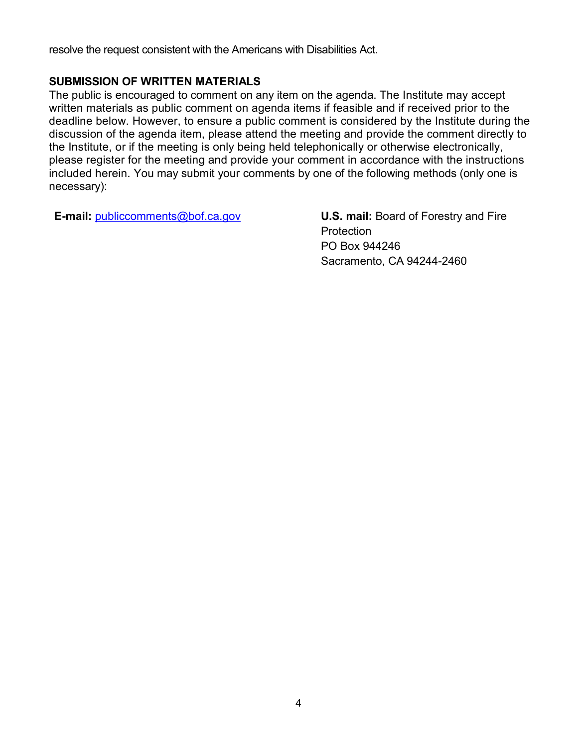resolve the request consistent with the Americans with Disabilities Act.

**SUBMISSION OF WRITTEN MATERIALS**

The public is encouraged to comment on any item on the agenda. The Institute may accept written materials as public comment on agenda items if feasible and if received prior to the deadline below. However, to ensure a public comment is considered by the Institute during the discussion of the agenda item, please attend the meeting and provide the comment directly to the Institute, or if the meeting is only being held telephonically or otherwise electronically, please register for the meeting and provide your comment in accordance with the instructions included herein. You may submit your comments by one of the following methods (only one is necessary):

**E-mail:** publiccomments@bof.ca.gov

**U.S. mail:** Board of Forestry and Fire Protection
PO Box 944246
Sacramento, CA 94244-2460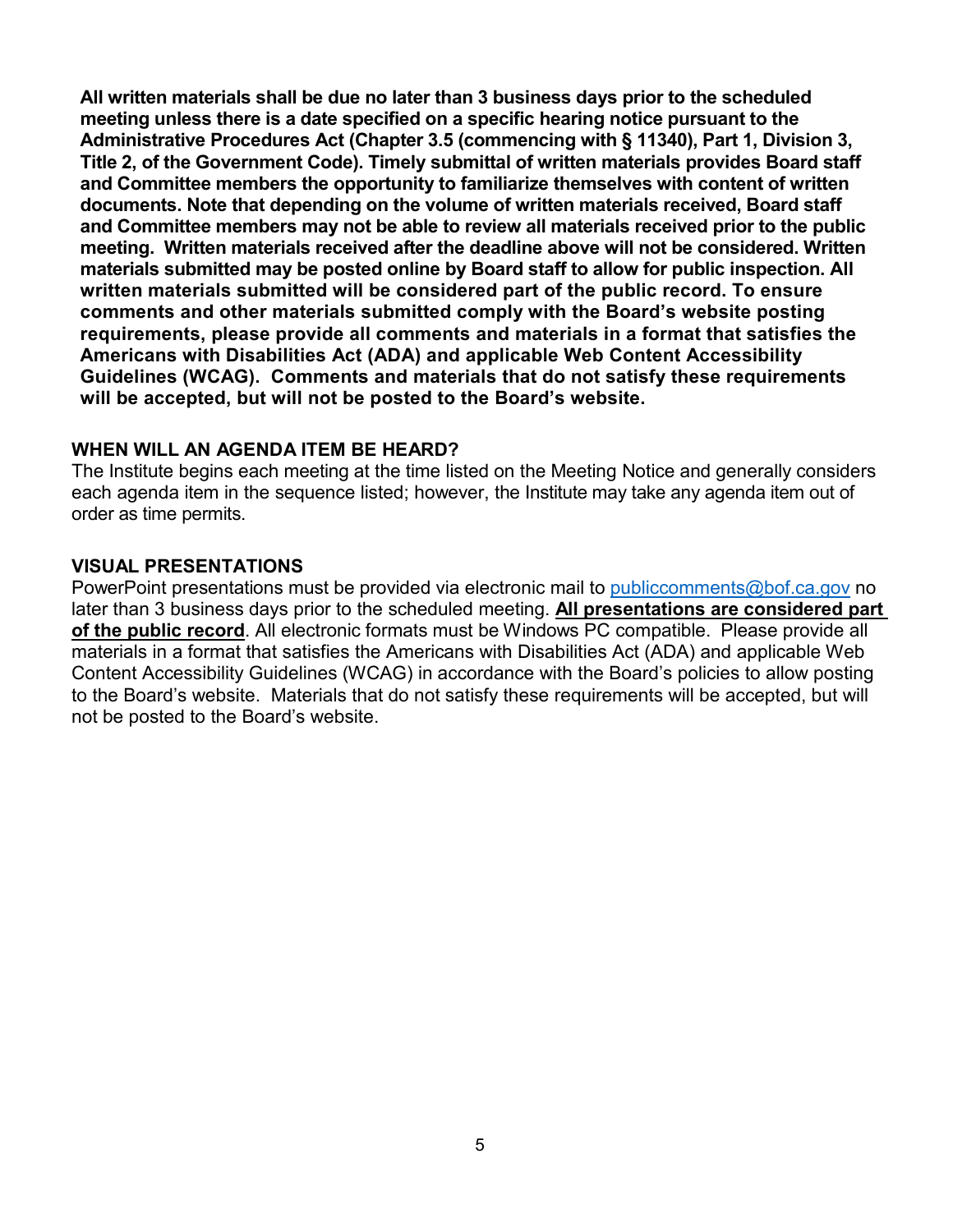**All written materials shall be due no later than 3 business days prior to the scheduled meeting unless there is a date specified on a specific hearing notice pursuant to the Administrative Procedures Act (Chapter 3.5 (commencing with § 11340), Part 1, Division 3, Title 2, of the Government Code). Timely submittal of written materials provides Board staff and Committee members the opportunity to familiarize themselves with content of written documents. Note that depending on the volume of written materials received, Board staff and Committee members may not be able to review all materials received prior to the public meeting. Written materials received after the deadline above will not be considered. Written materials submitted may be posted online by Board staff to allow for public inspection. All written materials submitted will be considered part of the public record. To ensure comments and other materials submitted comply with the Board's website posting requirements, please provide all comments and materials in a format that satisfies the Americans with Disabilities Act (ADA) and applicable Web Content Accessibility Guidelines (WCAG). Comments and materials that do not satisfy these requirements will be accepted, but will not be posted to the Board's website.**

### WHEN WILL AN AGENDA ITEM BE HEARD?

The Institute begins each meeting at the time listed on the Meeting Notice and generally considers each agenda item in the sequence listed; however, the Institute may take any agenda item out of order as time permits.

### VISUAL PRESENTATIONS

PowerPoint presentations must be provided via electronic mail to publiccomments@bof.ca.gov no later than 3 business days prior to the scheduled meeting. **All presentations are considered part of the public record**. All electronic formats must be Windows PC compatible. Please provide all materials in a format that satisfies the Americans with Disabilities Act (ADA) and applicable Web Content Accessibility Guidelines (WCAG) in accordance with the Board's policies to allow posting to the Board's website. Materials that do not satisfy these requirements will be accepted, but will not be posted to the Board's website.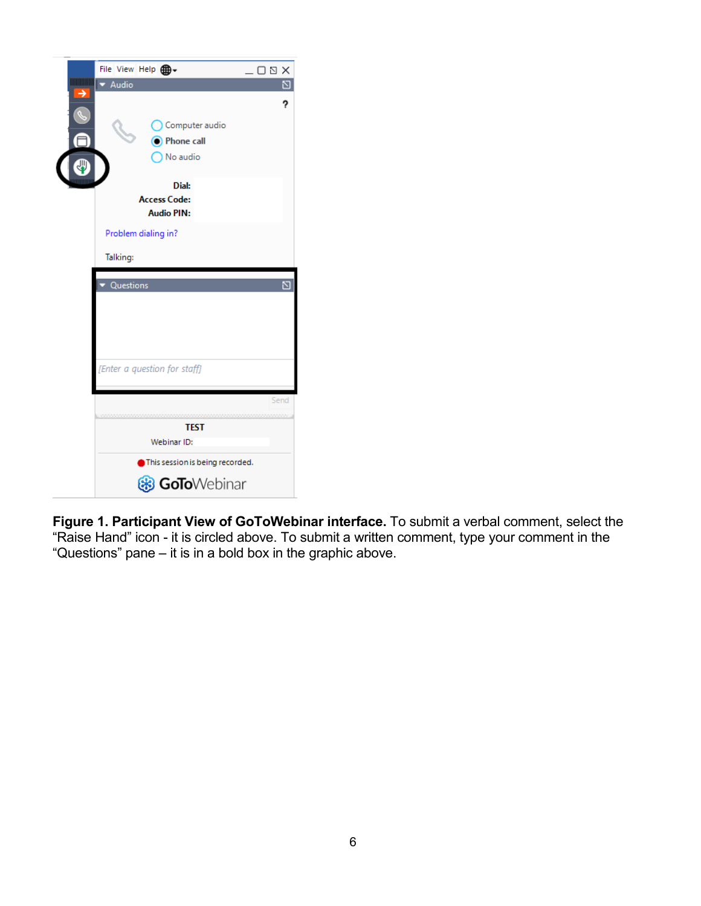**Figure 1. Participant View of GoToWebinar interface.** To submit a verbal comment, select the "Raise Hand" icon - it is circled above. To submit a written comment, type your comment in the "Questions" pane – it is in a bold box in the graphic above.